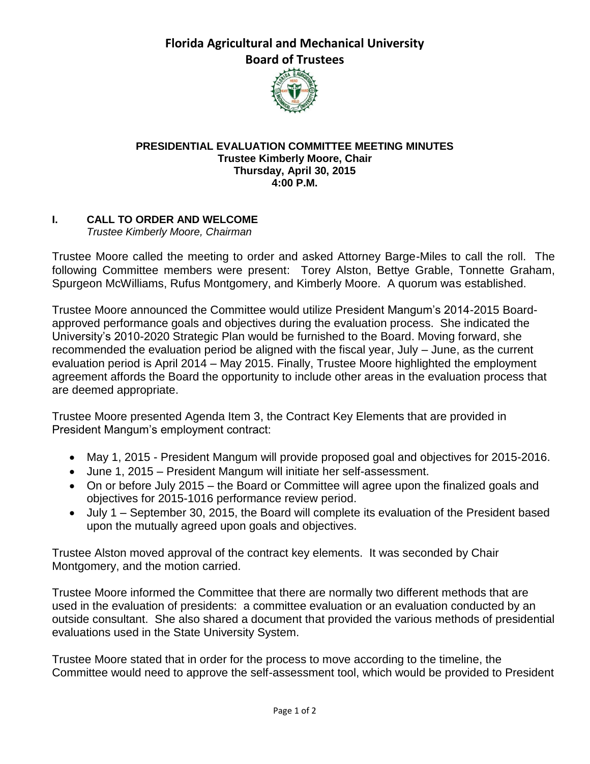# Florida Agricultural and Mechanical University
## Board of Trustees

**PRESIDENTIAL EVALUATION COMMITTEE MEETING MINUTES**
**Trustee Kimberly Moore, Chair**
**Thursday, April 30, 2015**
**4:00 P.M.**

## I. CALL TO ORDER AND WELCOME

*Trustee Kimberly Moore, Chairman*

Trustee Moore called the meeting to order and asked Attorney Barge-Miles to call the roll. The following Committee members were present: Torey Alston, Bettye Grable, Tonnette Graham, Spurgeon McWilliams, Rufus Montgomery, and Kimberly Moore. A quorum was established.

Trustee Moore announced the Committee would utilize President Mangum's 2014-2015 Board-approved performance goals and objectives during the evaluation process. She indicated the University's 2010-2020 Strategic Plan would be furnished to the Board. Moving forward, she recommended the evaluation period be aligned with the fiscal year, July – June, as the current evaluation period is April 2014 – May 2015. Finally, Trustee Moore highlighted the employment agreement affords the Board the opportunity to include other areas in the evaluation process that are deemed appropriate.

Trustee Moore presented Agenda Item 3, the Contract Key Elements that are provided in President Mangum's employment contract:

- May 1, 2015 - President Mangum will provide proposed goal and objectives for 2015-2016.
- June 1, 2015 – President Mangum will initiate her self-assessment.
- On or before July 2015 – the Board or Committee will agree upon the finalized goals and objectives for 2015-1016 performance review period.
- July 1 – September 30, 2015, the Board will complete its evaluation of the President based upon the mutually agreed upon goals and objectives.

Trustee Alston moved approval of the contract key elements. It was seconded by Chair Montgomery, and the motion carried.

Trustee Moore informed the Committee that there are normally two different methods that are used in the evaluation of presidents: a committee evaluation or an evaluation conducted by an outside consultant. She also shared a document that provided the various methods of presidential evaluations used in the State University System.

Trustee Moore stated that in order for the process to move according to the timeline, the Committee would need to approve the self-assessment tool, which would be provided to President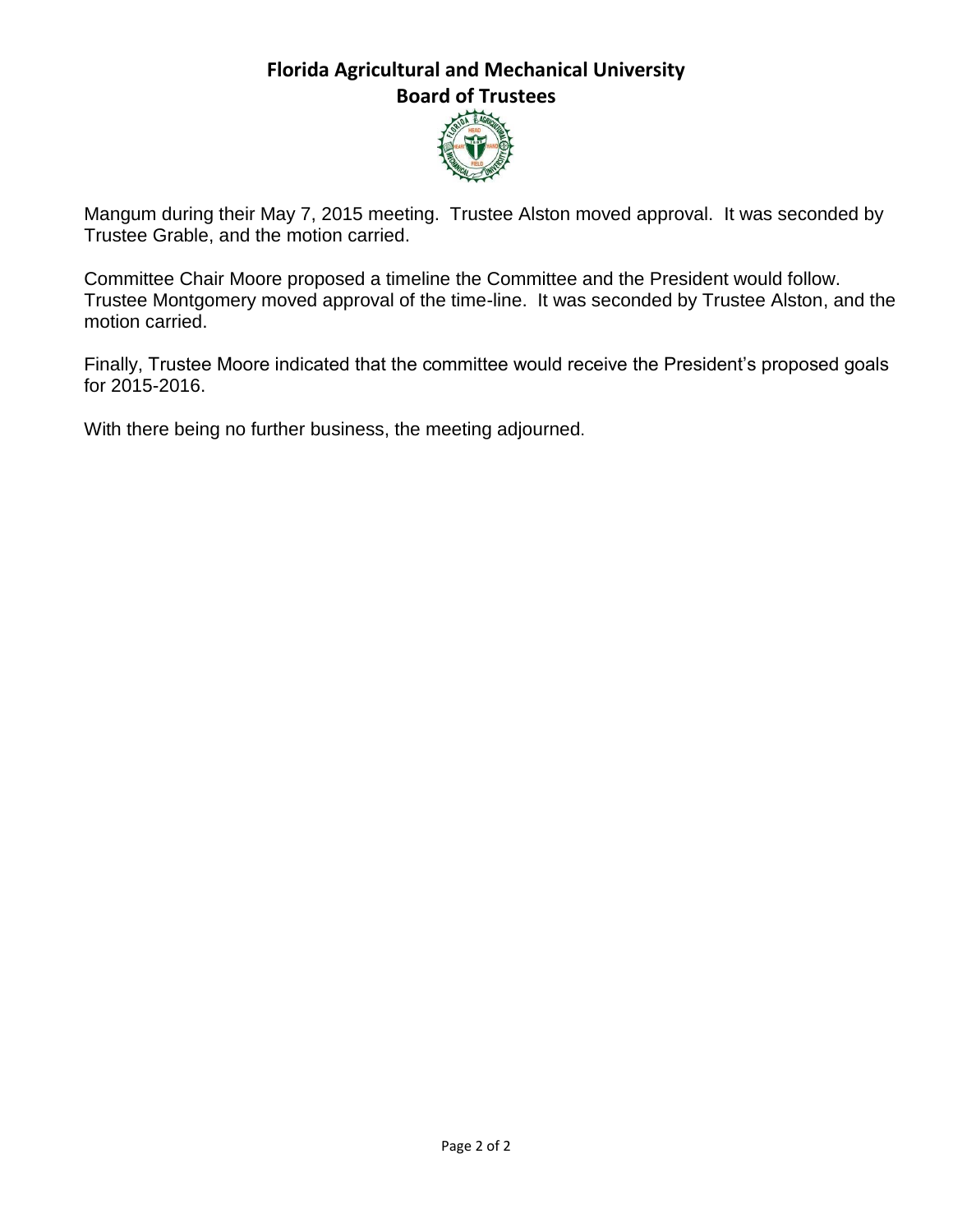Mangum during their May 7, 2015 meeting. Trustee Alston moved approval. It was seconded by Trustee Grable, and the motion carried.

Committee Chair Moore proposed a timeline the Committee and the President would follow. Trustee Montgomery moved approval of the time-line. It was seconded by Trustee Alston, and the motion carried.

Finally, Trustee Moore indicated that the committee would receive the President's proposed goals for 2015-2016.

With there being no further business, the meeting adjourned.